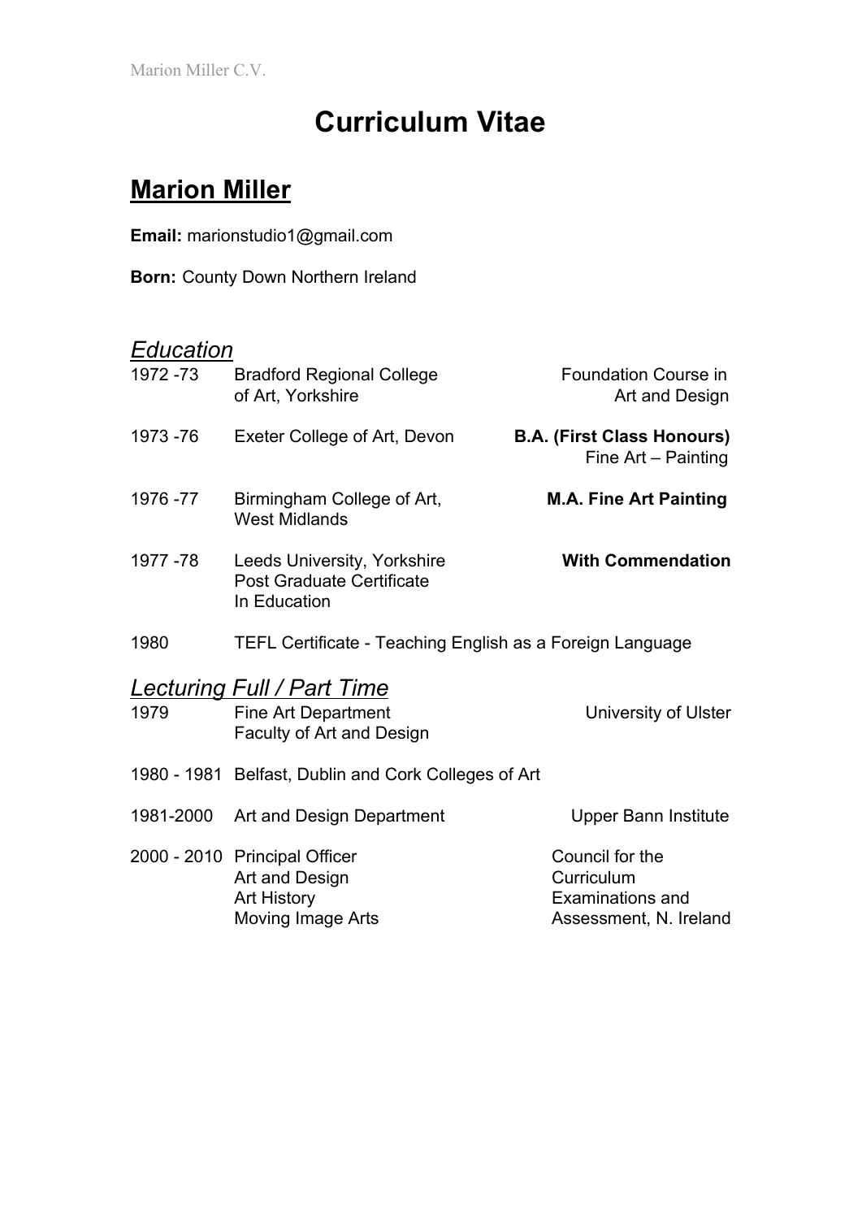# Curriculum Vitae

## Marion Miller

**Email:** marionstudio1@gmail.com

**Born:** County Down Northern Ireland

### *Education*

| | | |
|---|---|---|
| 1972 -73 | Bradford Regional College of Art, Yorkshire | Foundation Course in Art and Design |
| 1973 -76 | Exeter College of Art, Devon | **B.A. (First Class Honours)** Fine Art – Painting |
| 1976 -77 | Birmingham College of Art, West Midlands | **M.A. Fine Art Painting** |
| 1977 -78 | Leeds University, Yorkshire Post Graduate Certificate In Education | **With Commendation** |
| 1980 | TEFL Certificate - Teaching English as a Foreign Language | |

### *Lecturing Full / Part Time*

| | | |
|---|---|---|
| 1979 | Fine Art Department Faculty of Art and Design | University of Ulster |
| 1980 - 1981 | Belfast, Dublin and Cork Colleges of Art | |
| 1981-2000 | Art and Design Department | Upper Bann Institute |
| 2000 - 2010 | Principal Officer Art and Design Art History Moving Image Arts | Council for the Curriculum Examinations and Assessment, N. Ireland |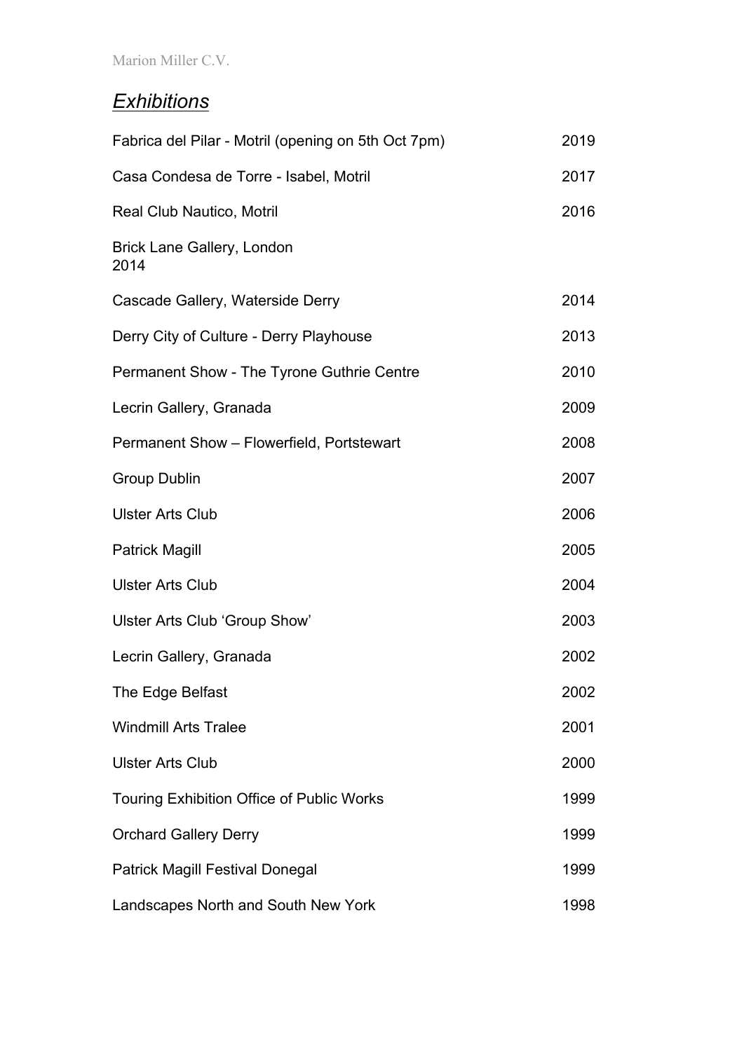## *Exhibitions*

| | |
|---|---|
| Fabrica del Pilar - Motril (opening on 5th Oct 7pm) | 2019 |
| Casa Condesa de Torre - Isabel, Motril | 2017 |
| Real Club Nautico, Motril | 2016 |
| Brick Lane Gallery, London | 2014 |
| Cascade Gallery, Waterside Derry | 2014 |
| Derry City of Culture - Derry Playhouse | 2013 |
| Permanent Show - The Tyrone Guthrie Centre | 2010 |
| Lecrin Gallery, Granada | 2009 |
| Permanent Show – Flowerfield, Portstewart | 2008 |
| Group Dublin | 2007 |
| Ulster Arts Club | 2006 |
| Patrick Magill | 2005 |
| Ulster Arts Club | 2004 |
| Ulster Arts Club 'Group Show' | 2003 |
| Lecrin Gallery, Granada | 2002 |
| The Edge Belfast | 2002 |
| Windmill Arts Tralee | 2001 |
| Ulster Arts Club | 2000 |
| Touring Exhibition Office of Public Works | 1999 |
| Orchard Gallery Derry | 1999 |
| Patrick Magill Festival Donegal | 1999 |
| Landscapes North and South New York | 1998 |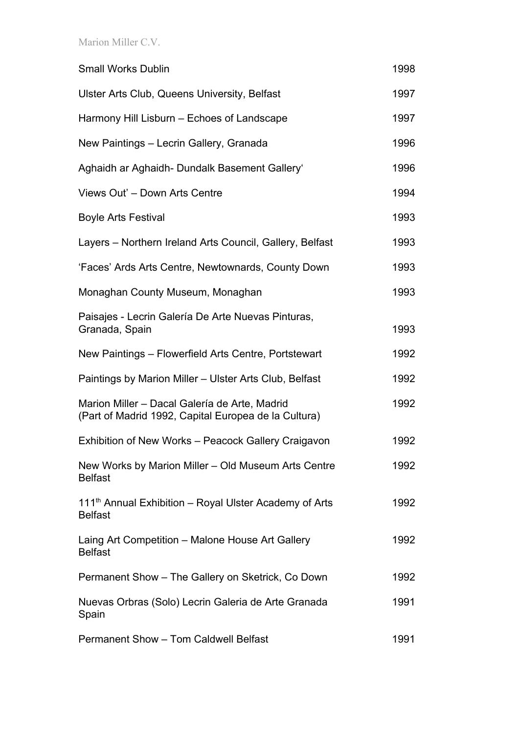| | |
|---|---|
| Small Works Dublin | 1998 |
| Ulster Arts Club, Queens University, Belfast | 1997 |
| Harmony Hill Lisburn – Echoes of Landscape | 1997 |
| New Paintings – Lecrin Gallery, Granada | 1996 |
| Aghaidh ar Aghaidh- Dundalk Basement Gallery‘ | 1996 |
| Views Out’ – Down Arts Centre | 1994 |
| Boyle Arts Festival | 1993 |
| Layers – Northern Ireland Arts Council, Gallery, Belfast | 1993 |
| ‘Faces’ Ards Arts Centre, Newtownards, County Down | 1993 |
| Monaghan County Museum, Monaghan | 1993 |
| Paisajes - Lecrin Galería De Arte Nuevas Pinturas, Granada, Spain | 1993 |
| New Paintings – Flowerfield Arts Centre, Portstewart | 1992 |
| Paintings by Marion Miller – Ulster Arts Club, Belfast | 1992 |
| Marion Miller – Dacal Galería de Arte, Madrid (Part of Madrid 1992, Capital Europea de la Cultura) | 1992 |
| Exhibition of New Works – Peacock Gallery Craigavon | 1992 |
| New Works by Marion Miller – Old Museum Arts Centre Belfast | 1992 |
| 111th Annual Exhibition – Royal Ulster Academy of Arts Belfast | 1992 |
| Laing Art Competition – Malone House Art Gallery Belfast | 1992 |
| Permanent Show – The Gallery on Sketrick, Co Down | 1992 |
| Nuevas Orbras (Solo) Lecrin Galeria de Arte Granada Spain | 1991 |
| Permanent Show – Tom Caldwell Belfast | 1991 |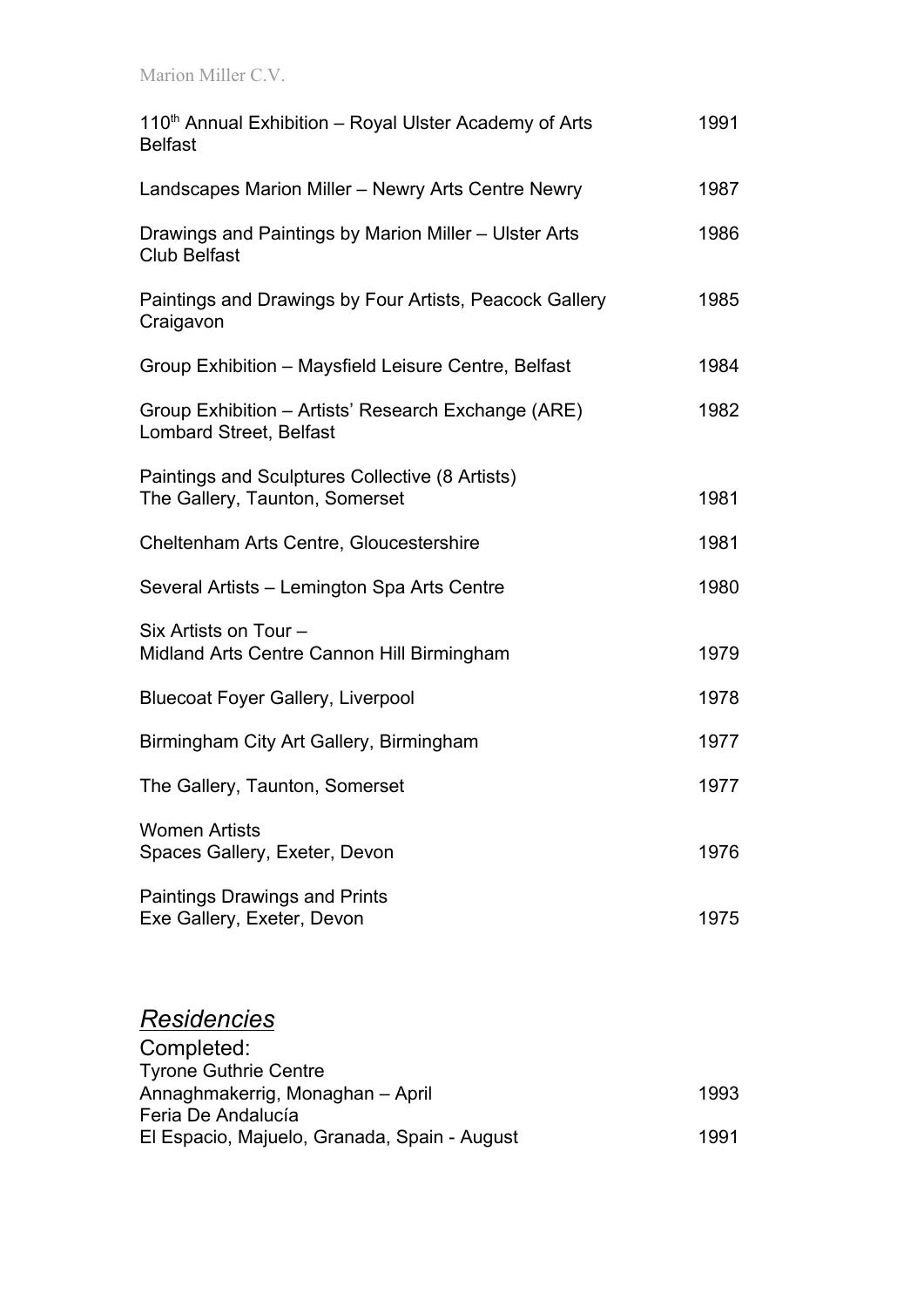| | |
|---|---|
| 110th Annual Exhibition – Royal Ulster Academy of Arts Belfast | 1991 |
| Landscapes Marion Miller – Newry Arts Centre Newry | 1987 |
| Drawings and Paintings by Marion Miller – Ulster Arts Club Belfast | 1986 |
| Paintings and Drawings by Four Artists, Peacock Gallery Craigavon | 1985 |
| Group Exhibition – Maysfield Leisure Centre, Belfast | 1984 |
| Group Exhibition – Artists' Research Exchange (ARE) Lombard Street, Belfast | 1982 |
| Paintings and Sculptures Collective (8 Artists) The Gallery, Taunton, Somerset | 1981 |
| Cheltenham Arts Centre, Gloucestershire | 1981 |
| Several Artists – Lemington Spa Arts Centre | 1980 |
| Six Artists on Tour – Midland Arts Centre Cannon Hill Birmingham | 1979 |
| Bluecoat Foyer Gallery, Liverpool | 1978 |
| Birmingham City Art Gallery, Birmingham | 1977 |
| The Gallery, Taunton, Somerset | 1977 |
| Women Artists Spaces Gallery, Exeter, Devon | 1976 |
| Paintings Drawings and Prints Exe Gallery, Exeter, Devon | 1975 |

## *Residencies*

Completed:

| | |
|---|---|
| Tyrone Guthrie Centre Annaghmakerrig, Monaghan – April | 1993 |
| Feria De Andalucía El Espacio, Majuelo, Granada, Spain - August | 1991 |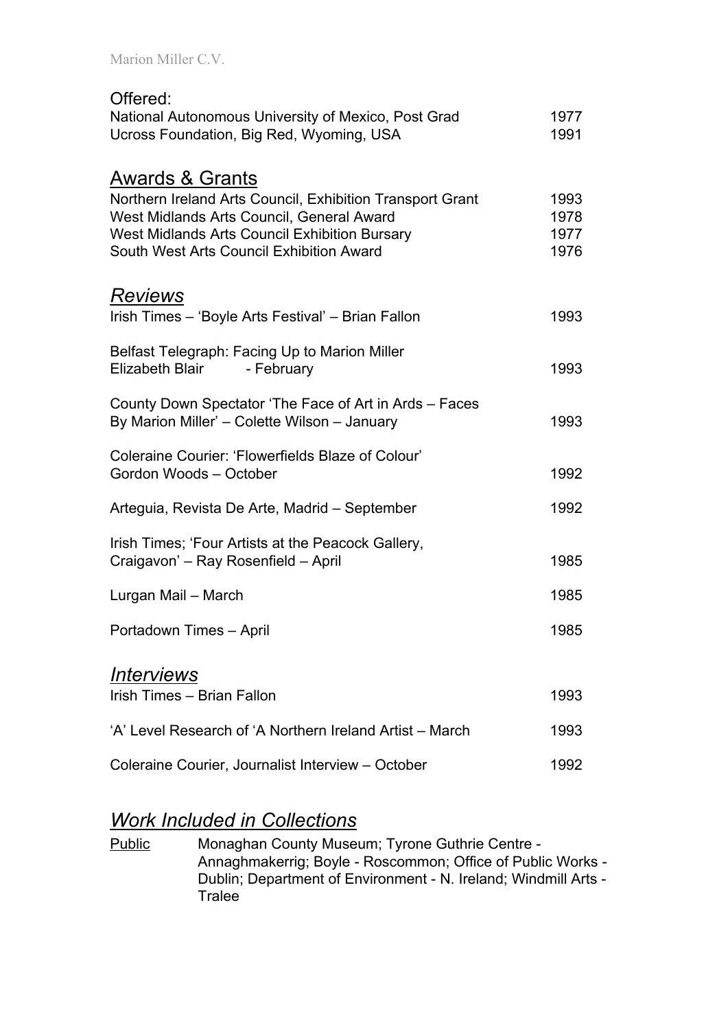Offered:

| | |
|---|---|
| National Autonomous University of Mexico, Post Grad | 1977 |
| Ucross Foundation, Big Red, Wyoming, USA | 1991 |

## Awards & Grants

| | |
|---|---|
| Northern Ireland Arts Council, Exhibition Transport Grant | 1993 |
| West Midlands Arts Council, General Award | 1978 |
| West Midlands Arts Council Exhibition Bursary | 1977 |
| South West Arts Council Exhibition Award | 1976 |

## *Reviews*

| | |
|---|---|
| Irish Times – 'Boyle Arts Festival' – Brian Fallon | 1993 |
| Belfast Telegraph: Facing Up to Marion Miller Elizabeth Blair - February | 1993 |
| County Down Spectator 'The Face of Art in Ards – Faces By Marion Miller' – Colette Wilson – January | 1993 |
| Coleraine Courier: 'Flowerfields Blaze of Colour' Gordon Woods – October | 1992 |
| Arteguia, Revista De Arte, Madrid – September | 1992 |
| Irish Times; 'Four Artists at the Peacock Gallery, Craigavon' – Ray Rosenfield – April | 1985 |
| Lurgan Mail – March | 1985 |
| Portadown Times – April | 1985 |

## *Interviews*

| | |
|---|---|
| Irish Times – Brian Fallon | 1993 |
| 'A' Level Research of 'A Northern Ireland Artist – March | 1993 |
| Coleraine Courier, Journalist Interview – October | 1992 |

## *Work Included in Collections*

Public: Monaghan County Museum; Tyrone Guthrie Centre - Annaghmakerrig; Boyle - Roscommon; Office of Public Works - Dublin; Department of Environment - N. Ireland; Windmill Arts - Tralee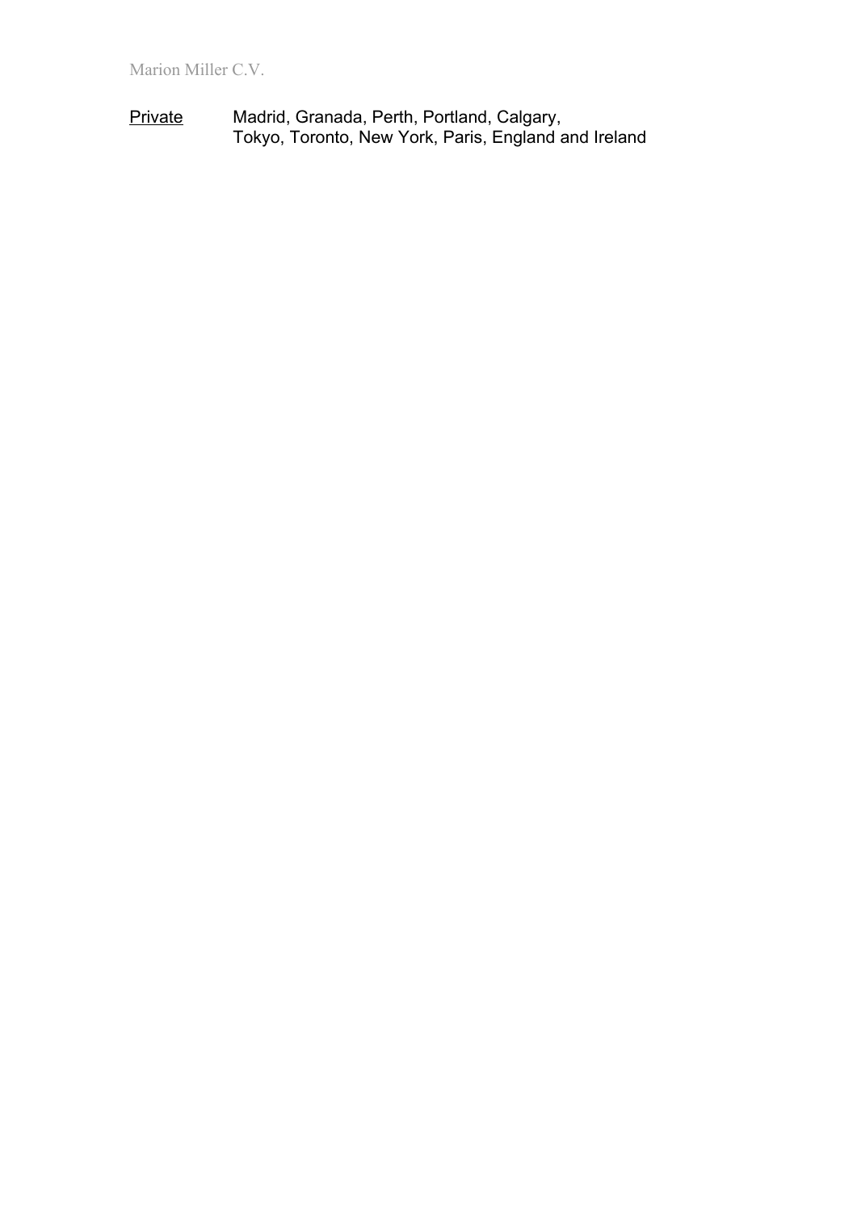<u>Private</u>	Madrid, Granada, Perth, Portland, Calgary,
Tokyo, Toronto, New York, Paris, England and Ireland